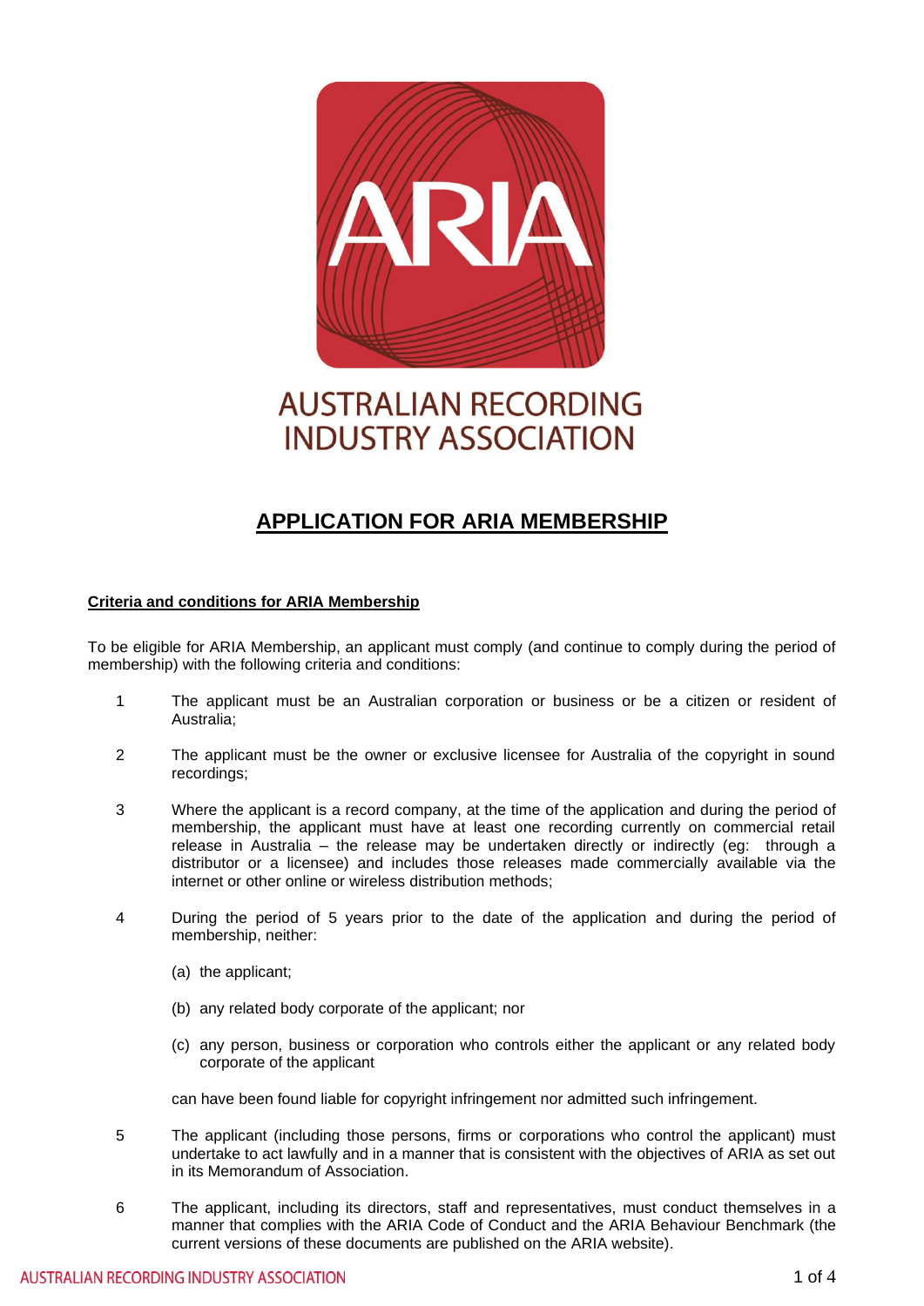AUSTRALIAN RECORDING INDUSTRY ASSOCIATION

# APPLICATION FOR ARIA MEMBERSHIP

**Criteria and conditions for ARIA Membership**

To be eligible for ARIA Membership, an applicant must comply (and continue to comply during the period of membership) with the following criteria and conditions:

1. The applicant must be an Australian corporation or business or be a citizen or resident of Australia;

2. The applicant must be the owner or exclusive licensee for Australia of the copyright in sound recordings;

3. Where the applicant is a record company, at the time of the application and during the period of membership, the applicant must have at least one recording currently on commercial retail release in Australia – the release may be undertaken directly or indirectly (eg: through a distributor or a licensee) and includes those releases made commercially available via the internet or other online or wireless distribution methods;

4. During the period of 5 years prior to the date of the application and during the period of membership, neither:

   (a) the applicant;

   (b) any related body corporate of the applicant; nor

   (c) any person, business or corporation who controls either the applicant or any related body corporate of the applicant

   can have been found liable for copyright infringement nor admitted such infringement.

5. The applicant (including those persons, firms or corporations who control the applicant) must undertake to act lawfully and in a manner that is consistent with the objectives of ARIA as set out in its Memorandum of Association.

6. The applicant, including its directors, staff and representatives, must conduct themselves in a manner that complies with the ARIA Code of Conduct and the ARIA Behaviour Benchmark (the current versions of these documents are published on the ARIA website).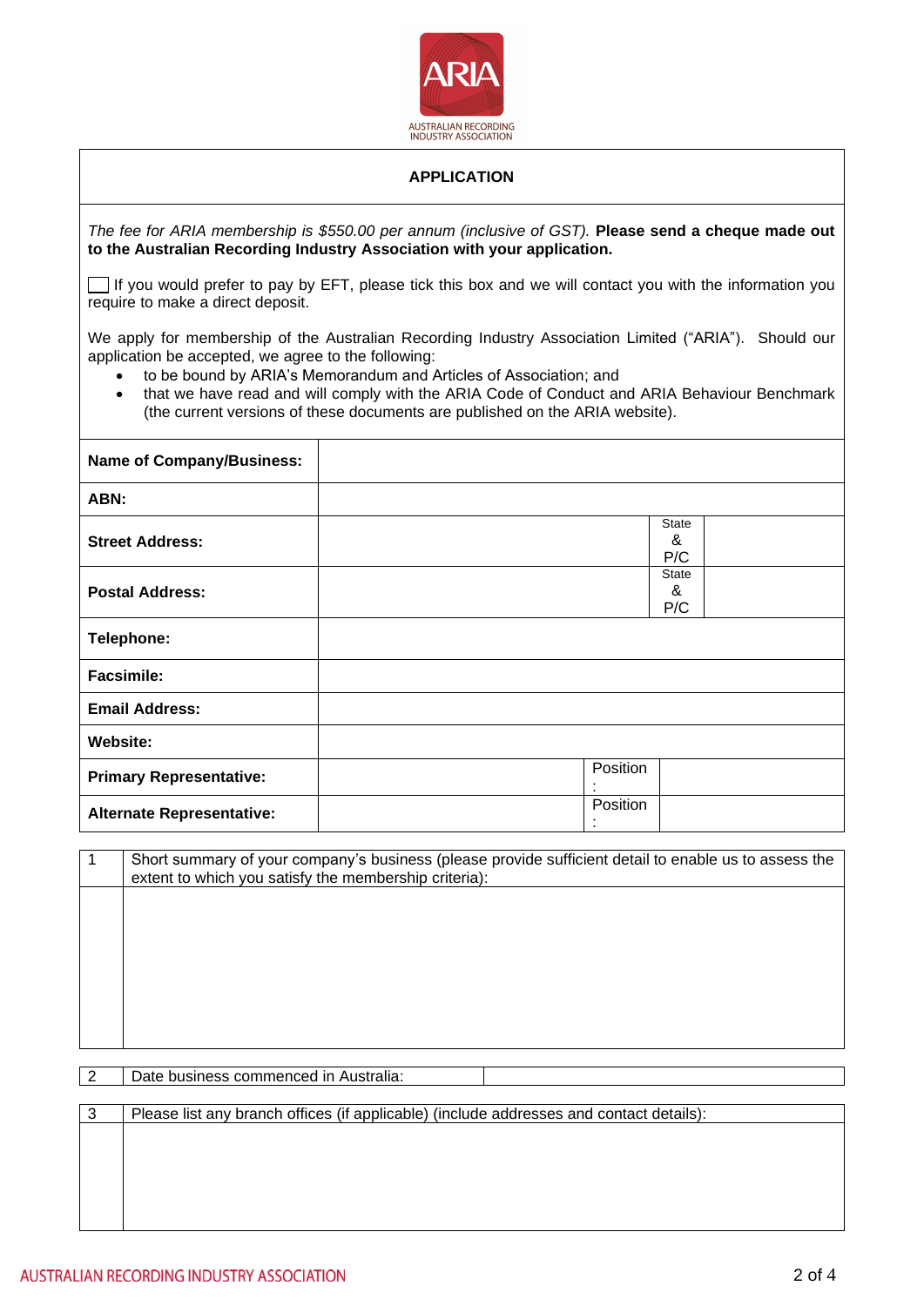## APPLICATION

*The fee for ARIA membership is $550.00 per annum (inclusive of GST).* **Please send a cheque made out to the Australian Recording Industry Association with your application.**

☐ If you would prefer to pay by EFT, please tick this box and we will contact you with the information you require to make a direct deposit.

We apply for membership of the Australian Recording Industry Association Limited ("ARIA"). Should our application be accepted, we agree to the following:

- to be bound by ARIA's Memorandum and Articles of Association; and
- that we have read and will comply with the ARIA Code of Conduct and ARIA Behaviour Benchmark (the current versions of these documents are published on the ARIA website).

| | | | |
|---|---|---|---|
| **Name of Company/Business:** | | | |
| **ABN:** | | | |
| **Street Address:** | | State & P/C | |
| **Postal Address:** | | State & P/C | |
| **Telephone:** | | | |
| **Facsimile:** | | | |
| **Email Address:** | | | |
| **Website:** | | | |
| **Primary Representative:** | | Position: | |
| **Alternate Representative:** | | Position: | |

| | |
|---|---|
| 1 | Short summary of your company's business (please provide sufficient detail to enable us to assess the extent to which you satisfy the membership criteria): |
| | |

| | | |
|---|---|---|
| 2 | Date business commenced in Australia: | |

| | |
|---|---|
| 3 | Please list any branch offices (if applicable) (include addresses and contact details): |
| | |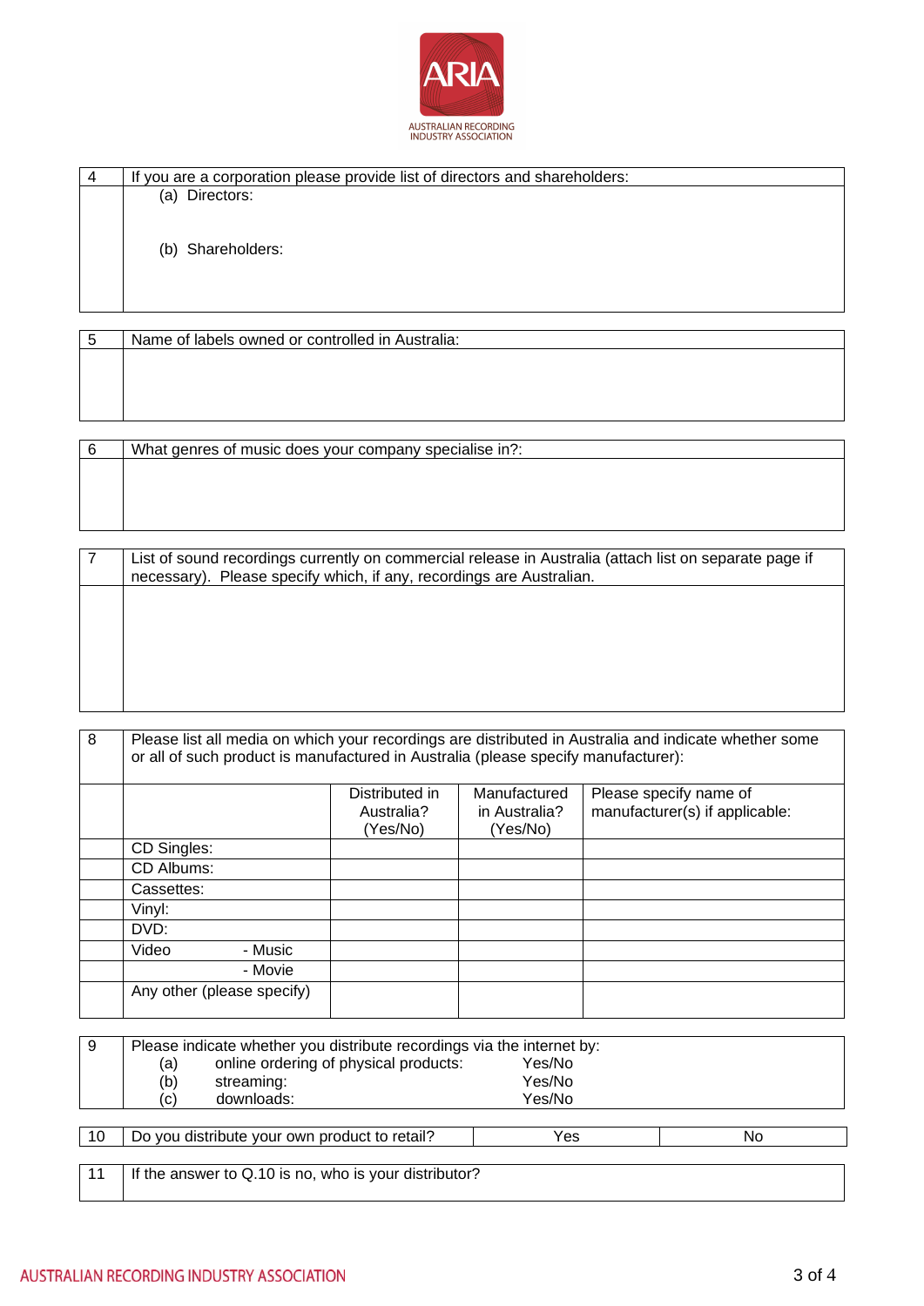| 4 | If you are a corporation please provide list of directors and shareholders: |
|---|---|
| | (a) Directors: |
| | (b) Shareholders: |

| 5 | Name of labels owned or controlled in Australia: |
|---|---|
| | |

| 6 | What genres of music does your company specialise in?: |
|---|---|
| | |

| 7 | List of sound recordings currently on commercial release in Australia (attach list on separate page if necessary). Please specify which, if any, recordings are Australian. |
|---|---|
| | |

8. Please list all media on which your recordings are distributed in Australia and indicate whether some or all of such product is manufactured in Australia (please specify manufacturer):

| | Distributed in Australia? (Yes/No) | Manufactured in Australia? (Yes/No) | Please specify name of manufacturer(s) if applicable: |
|---|---|---|---|
| CD Singles: | | | |
| CD Albums: | | | |
| Cassettes: | | | |
| Vinyl: | | | |
| DVD: | | | |
| Video - Music | | | |
| - Movie | | | |
| Any other (please specify) | | | |

9. Please indicate whether you distribute recordings via the internet by:

| | | |
|---|---|---|
| (a) | online ordering of physical products: | Yes/No |
| (b) | streaming: | Yes/No |
| (c) | downloads: | Yes/No |

| 10 | Do you distribute your own product to retail? | Yes | No |
|---|---|---|---|

| 11 | If the answer to Q.10 is no, who is your distributor? |
|---|---|
| | |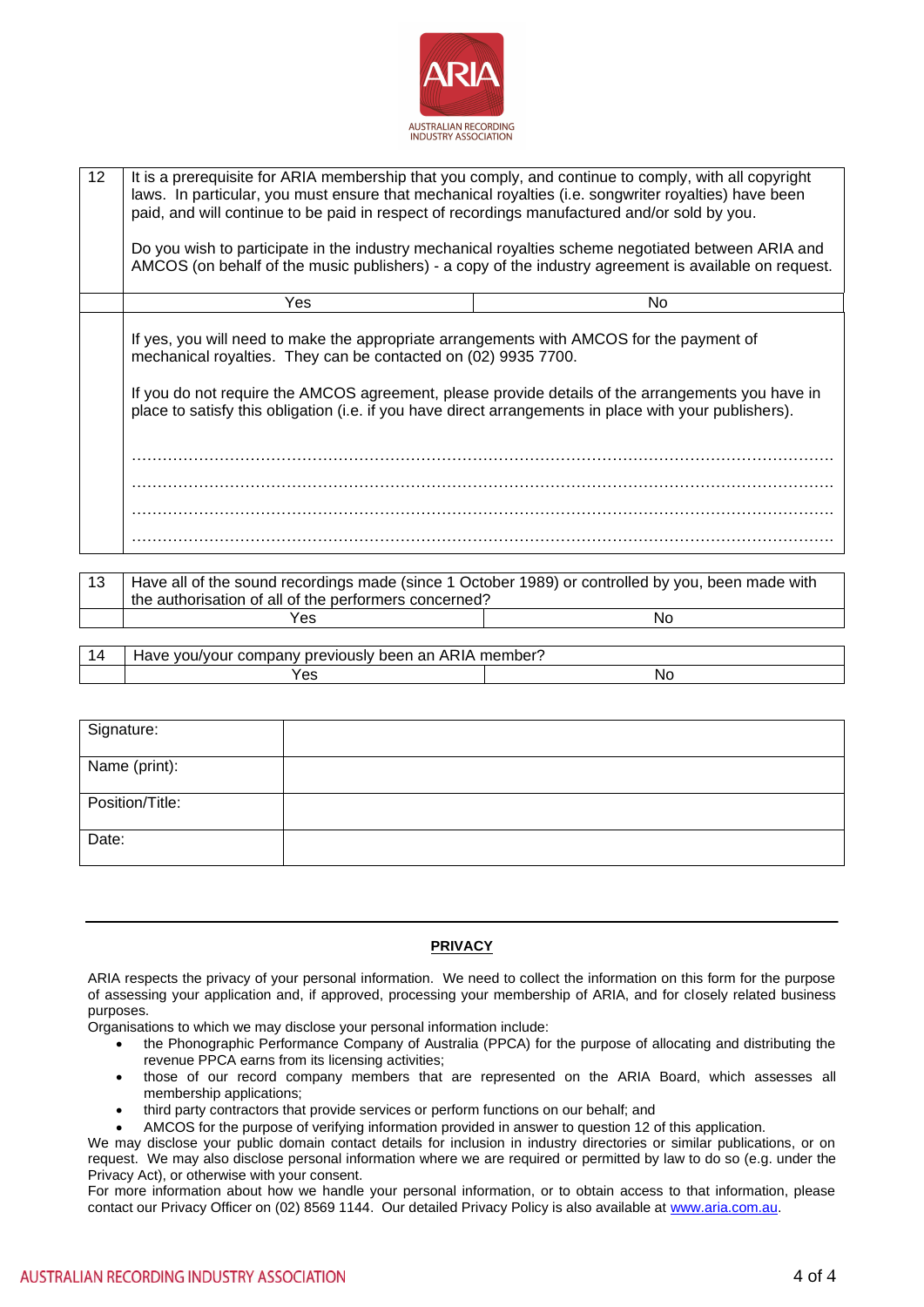| | | |
|---|---|---|
| 12 | It is a prerequisite for ARIA membership that you comply, and continue to comply, with all copyright laws. In particular, you must ensure that mechanical royalties (i.e. songwriter royalties) have been paid, and will continue to be paid in respect of recordings manufactured and/or sold by you.<br><br>Do you wish to participate in the industry mechanical royalties scheme negotiated between ARIA and AMCOS (on behalf of the music publishers) - a copy of the industry agreement is available on request. | |
| | Yes | No |
| | If yes, you will need to make the appropriate arrangements with AMCOS for the payment of mechanical royalties. They can be contacted on (02) 9935 7700.<br><br>If you do not require the AMCOS agreement, please provide details of the arrangements you have in place to satisfy this obligation (i.e. if you have direct arrangements in place with your publishers).<br><br>……………………………………………………………………………………<br>……………………………………………………………………………………<br>……………………………………………………………………………………<br>…………………………………………………………………………………… | |

| | | |
|---|---|---|
| 13 | Have all of the sound recordings made (since 1 October 1989) or controlled by you, been made with the authorisation of all of the performers concerned? | |
| | Yes | No |

| | | |
|---|---|---|
| 14 | Have you/your company previously been an ARIA member? | |
| | Yes | No |

| | |
|---|---|
| Signature: | |
| Name (print): | |
| Position/Title: | |
| Date: | |

---

**PRIVACY**

ARIA respects the privacy of your personal information. We need to collect the information on this form for the purpose of assessing your application and, if approved, processing your membership of ARIA, and for closely related business purposes.

Organisations to which we may disclose your personal information include:

- the Phonographic Performance Company of Australia (PPCA) for the purpose of allocating and distributing the revenue PPCA earns from its licensing activities;
- those of our record company members that are represented on the ARIA Board, which assesses all membership applications;
- third party contractors that provide services or perform functions on our behalf; and
- AMCOS for the purpose of verifying information provided in answer to question 12 of this application.

We may disclose your public domain contact details for inclusion in industry directories or similar publications, or on request. We may also disclose personal information where we are required or permitted by law to do so (e.g. under the Privacy Act), or otherwise with your consent.

For more information about how we handle your personal information, or to obtain access to that information, please contact our Privacy Officer on (02) 8569 1144. Our detailed Privacy Policy is also available at www.aria.com.au.